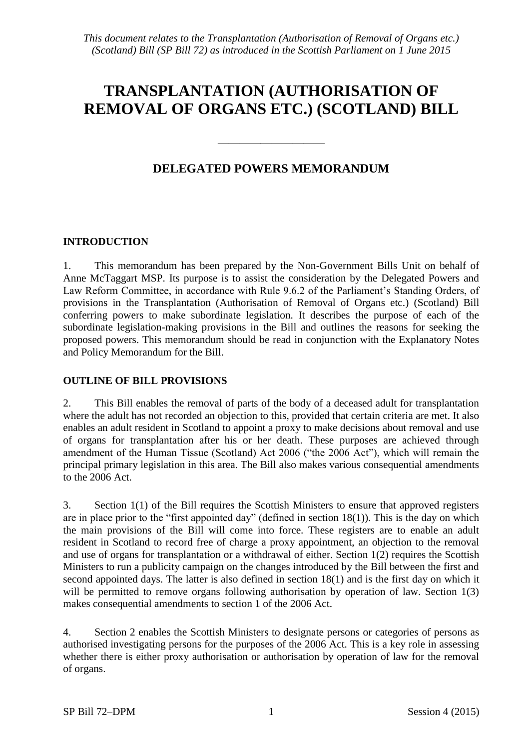*This document relates to the Transplantation (Authorisation of Removal of Organs etc.) (Scotland) Bill (SP Bill 72) as introduced in the Scottish Parliament on 1 June 2015*

# TRANSPLANTATION (AUTHORISATION OF REMOVAL OF ORGANS ETC.) (SCOTLAND) BILL

---

## DELEGATED POWERS MEMORANDUM

### INTRODUCTION

1. This memorandum has been prepared by the Non-Government Bills Unit on behalf of Anne McTaggart MSP. Its purpose is to assist the consideration by the Delegated Powers and Law Reform Committee, in accordance with Rule 9.6.2 of the Parliament's Standing Orders, of provisions in the Transplantation (Authorisation of Removal of Organs etc.) (Scotland) Bill conferring powers to make subordinate legislation. It describes the purpose of each of the subordinate legislation-making provisions in the Bill and outlines the reasons for seeking the proposed powers. This memorandum should be read in conjunction with the Explanatory Notes and Policy Memorandum for the Bill.

### OUTLINE OF BILL PROVISIONS

2. This Bill enables the removal of parts of the body of a deceased adult for transplantation where the adult has not recorded an objection to this, provided that certain criteria are met. It also enables an adult resident in Scotland to appoint a proxy to make decisions about removal and use of organs for transplantation after his or her death. These purposes are achieved through amendment of the Human Tissue (Scotland) Act 2006 ("the 2006 Act"), which will remain the principal primary legislation in this area. The Bill also makes various consequential amendments to the 2006 Act.

3. Section 1(1) of the Bill requires the Scottish Ministers to ensure that approved registers are in place prior to the "first appointed day" (defined in section 18(1)). This is the day on which the main provisions of the Bill will come into force. These registers are to enable an adult resident in Scotland to record free of charge a proxy appointment, an objection to the removal and use of organs for transplantation or a withdrawal of either. Section 1(2) requires the Scottish Ministers to run a publicity campaign on the changes introduced by the Bill between the first and second appointed days. The latter is also defined in section 18(1) and is the first day on which it will be permitted to remove organs following authorisation by operation of law. Section 1(3) makes consequential amendments to section 1 of the 2006 Act.

4. Section 2 enables the Scottish Ministers to designate persons or categories of persons as authorised investigating persons for the purposes of the 2006 Act. This is a key role in assessing whether there is either proxy authorisation or authorisation by operation of law for the removal of organs.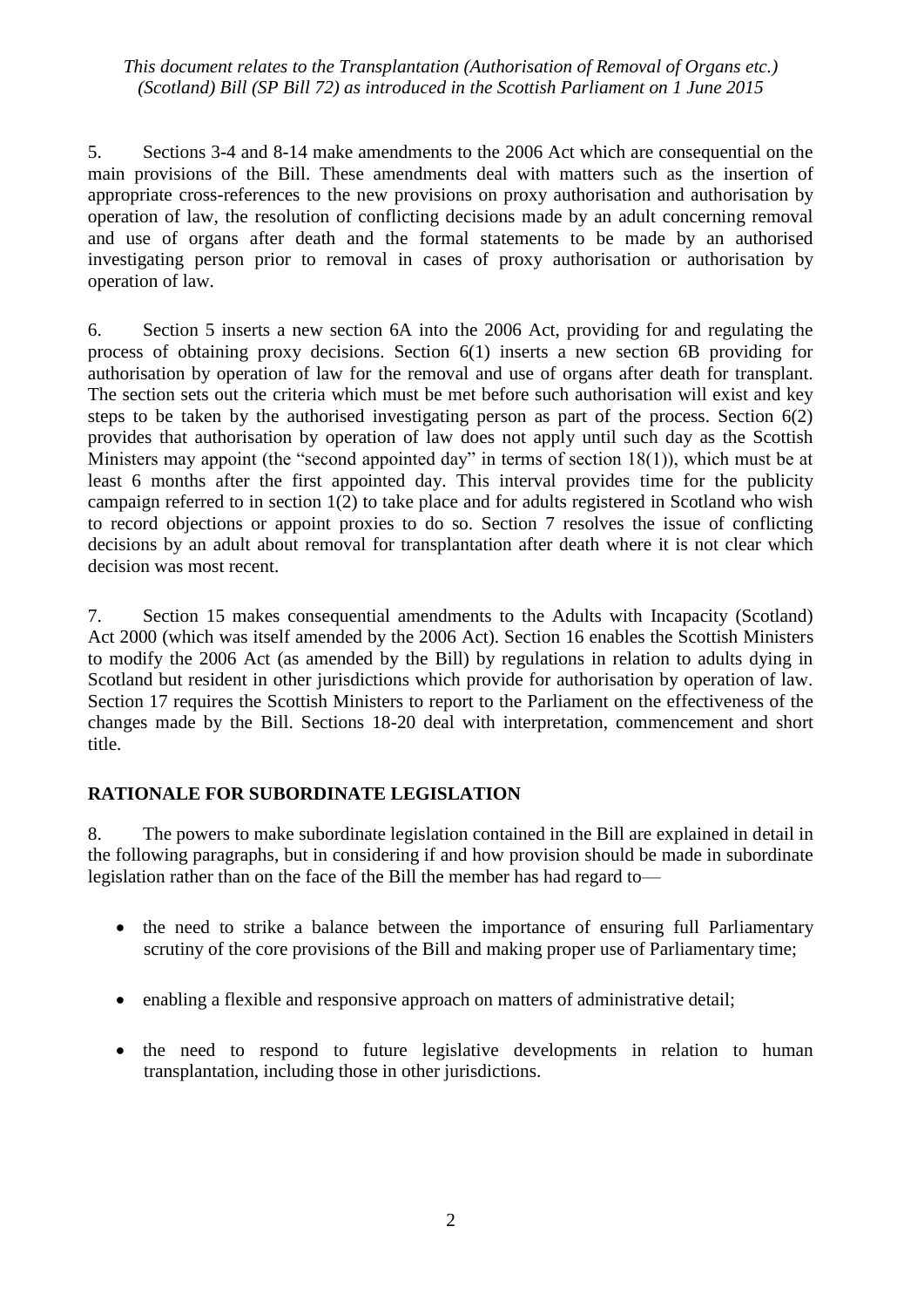5. Sections 3-4 and 8-14 make amendments to the 2006 Act which are consequential on the main provisions of the Bill. These amendments deal with matters such as the insertion of appropriate cross-references to the new provisions on proxy authorisation and authorisation by operation of law, the resolution of conflicting decisions made by an adult concerning removal and use of organs after death and the formal statements to be made by an authorised investigating person prior to removal in cases of proxy authorisation or authorisation by operation of law.

6. Section 5 inserts a new section 6A into the 2006 Act, providing for and regulating the process of obtaining proxy decisions. Section 6(1) inserts a new section 6B providing for authorisation by operation of law for the removal and use of organs after death for transplant. The section sets out the criteria which must be met before such authorisation will exist and key steps to be taken by the authorised investigating person as part of the process. Section 6(2) provides that authorisation by operation of law does not apply until such day as the Scottish Ministers may appoint (the "second appointed day" in terms of section 18(1)), which must be at least 6 months after the first appointed day. This interval provides time for the publicity campaign referred to in section 1(2) to take place and for adults registered in Scotland who wish to record objections or appoint proxies to do so. Section 7 resolves the issue of conflicting decisions by an adult about removal for transplantation after death where it is not clear which decision was most recent.

7. Section 15 makes consequential amendments to the Adults with Incapacity (Scotland) Act 2000 (which was itself amended by the 2006 Act). Section 16 enables the Scottish Ministers to modify the 2006 Act (as amended by the Bill) by regulations in relation to adults dying in Scotland but resident in other jurisdictions which provide for authorisation by operation of law. Section 17 requires the Scottish Ministers to report to the Parliament on the effectiveness of the changes made by the Bill. Sections 18-20 deal with interpretation, commencement and short title.

## RATIONALE FOR SUBORDINATE LEGISLATION

8. The powers to make subordinate legislation contained in the Bill are explained in detail in the following paragraphs, but in considering if and how provision should be made in subordinate legislation rather than on the face of the Bill the member has had regard to—

- the need to strike a balance between the importance of ensuring full Parliamentary scrutiny of the core provisions of the Bill and making proper use of Parliamentary time;
- enabling a flexible and responsive approach on matters of administrative detail;
- the need to respond to future legislative developments in relation to human transplantation, including those in other jurisdictions.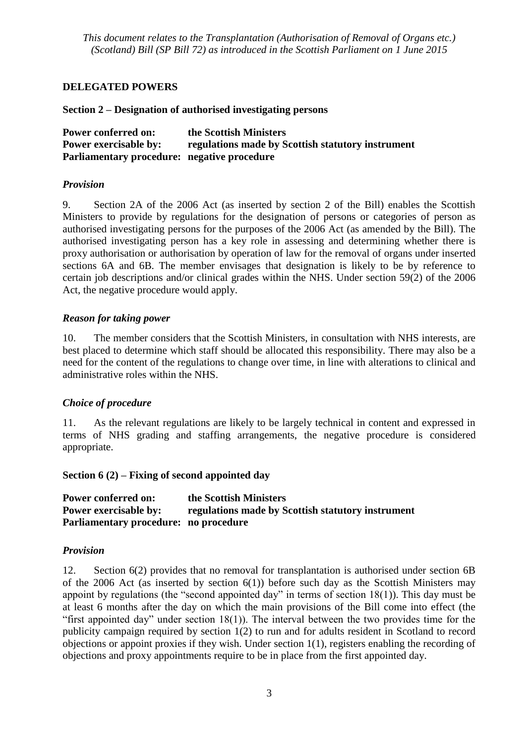## DELEGATED POWERS

### Section 2 – Designation of authorised investigating persons

**Power conferred on:** **the Scottish Ministers**
**Power exercisable by:** **regulations made by Scottish statutory instrument**
**Parliamentary procedure:** **negative procedure**

#### *Provision*

9. Section 2A of the 2006 Act (as inserted by section 2 of the Bill) enables the Scottish Ministers to provide by regulations for the designation of persons or categories of person as authorised investigating persons for the purposes of the 2006 Act (as amended by the Bill). The authorised investigating person has a key role in assessing and determining whether there is proxy authorisation or authorisation by operation of law for the removal of organs under inserted sections 6A and 6B. The member envisages that designation is likely to be by reference to certain job descriptions and/or clinical grades within the NHS. Under section 59(2) of the 2006 Act, the negative procedure would apply.

#### *Reason for taking power*

10. The member considers that the Scottish Ministers, in consultation with NHS interests, are best placed to determine which staff should be allocated this responsibility. There may also be a need for the content of the regulations to change over time, in line with alterations to clinical and administrative roles within the NHS.

#### *Choice of procedure*

11. As the relevant regulations are likely to be largely technical in content and expressed in terms of NHS grading and staffing arrangements, the negative procedure is considered appropriate.

### Section 6 (2) – Fixing of second appointed day

**Power conferred on:** **the Scottish Ministers**
**Power exercisable by:** **regulations made by Scottish statutory instrument**
**Parliamentary procedure:** **no procedure**

#### *Provision*

12. Section 6(2) provides that no removal for transplantation is authorised under section 6B of the 2006 Act (as inserted by section 6(1)) before such day as the Scottish Ministers may appoint by regulations (the "second appointed day" in terms of section 18(1)). This day must be at least 6 months after the day on which the main provisions of the Bill come into effect (the "first appointed day" under section 18(1)). The interval between the two provides time for the publicity campaign required by section 1(2) to run and for adults resident in Scotland to record objections or appoint proxies if they wish. Under section 1(1), registers enabling the recording of objections and proxy appointments require to be in place from the first appointed day.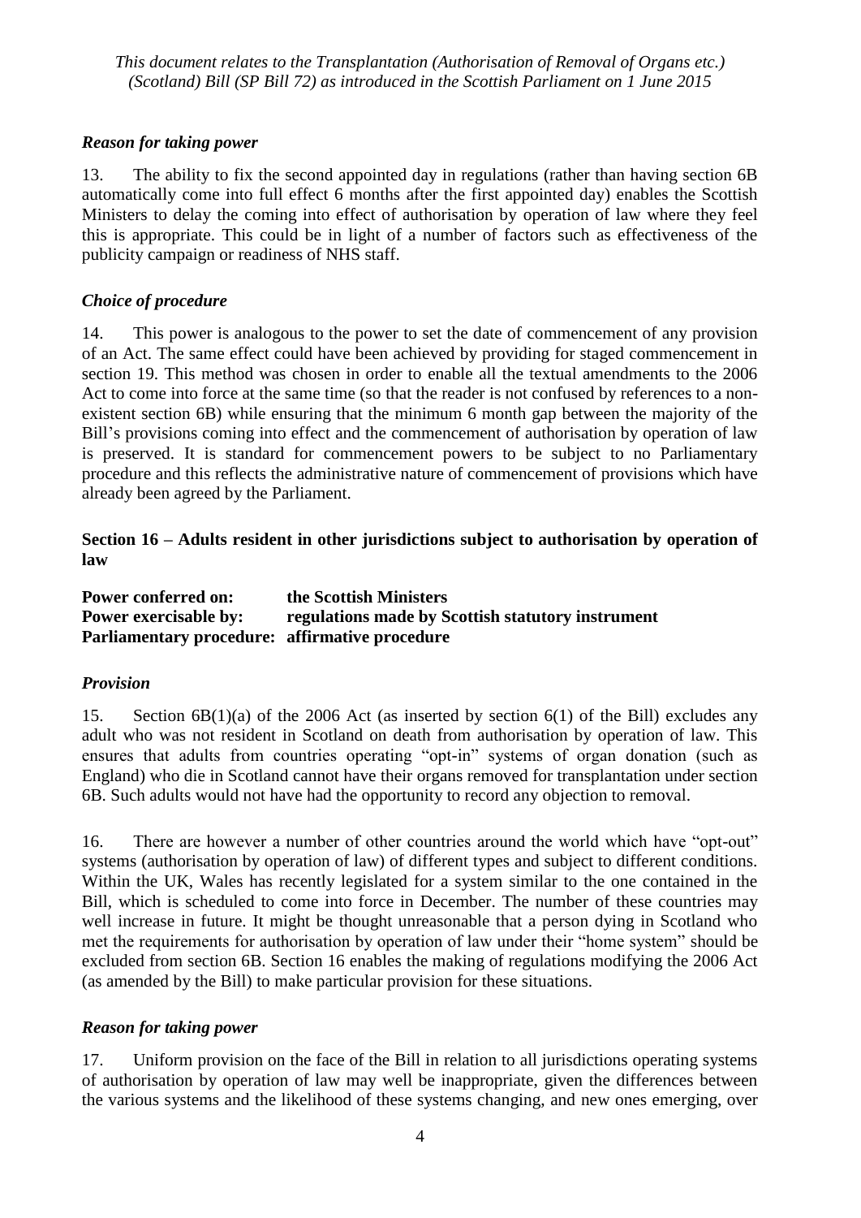### *Reason for taking power*

13. The ability to fix the second appointed day in regulations (rather than having section 6B automatically come into full effect 6 months after the first appointed day) enables the Scottish Ministers to delay the coming into effect of authorisation by operation of law where they feel this is appropriate. This could be in light of a number of factors such as effectiveness of the publicity campaign or readiness of NHS staff.

### *Choice of procedure*

14. This power is analogous to the power to set the date of commencement of any provision of an Act. The same effect could have been achieved by providing for staged commencement in section 19. This method was chosen in order to enable all the textual amendments to the 2006 Act to come into force at the same time (so that the reader is not confused by references to a non-existent section 6B) while ensuring that the minimum 6 month gap between the majority of the Bill's provisions coming into effect and the commencement of authorisation by operation of law is preserved. It is standard for commencement powers to be subject to no Parliamentary procedure and this reflects the administrative nature of commencement of provisions which have already been agreed by the Parliament.

## Section 16 – Adults resident in other jurisdictions subject to authorisation by operation of law

**Power conferred on:** **the Scottish Ministers**
**Power exercisable by:** **regulations made by Scottish statutory instrument**
**Parliamentary procedure:** **affirmative procedure**

### *Provision*

15. Section 6B(1)(a) of the 2006 Act (as inserted by section 6(1) of the Bill) excludes any adult who was not resident in Scotland on death from authorisation by operation of law. This ensures that adults from countries operating "opt-in" systems of organ donation (such as England) who die in Scotland cannot have their organs removed for transplantation under section 6B. Such adults would not have had the opportunity to record any objection to removal.

16. There are however a number of other countries around the world which have "opt-out" systems (authorisation by operation of law) of different types and subject to different conditions. Within the UK, Wales has recently legislated for a system similar to the one contained in the Bill, which is scheduled to come into force in December. The number of these countries may well increase in future. It might be thought unreasonable that a person dying in Scotland who met the requirements for authorisation by operation of law under their "home system" should be excluded from section 6B. Section 16 enables the making of regulations modifying the 2006 Act (as amended by the Bill) to make particular provision for these situations.

### *Reason for taking power*

17. Uniform provision on the face of the Bill in relation to all jurisdictions operating systems of authorisation by operation of law may well be inappropriate, given the differences between the various systems and the likelihood of these systems changing, and new ones emerging, over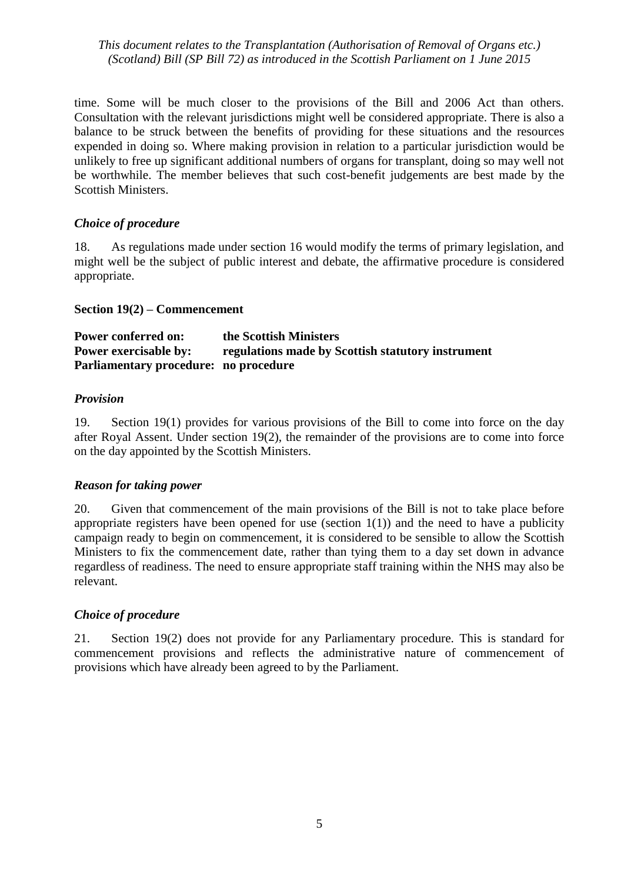time. Some will be much closer to the provisions of the Bill and 2006 Act than others. Consultation with the relevant jurisdictions might well be considered appropriate. There is also a balance to be struck between the benefits of providing for these situations and the resources expended in doing so. Where making provision in relation to a particular jurisdiction would be unlikely to free up significant additional numbers of organs for transplant, doing so may well not be worthwhile. The member believes that such cost-benefit judgements are best made by the Scottish Ministers.

### *Choice of procedure*

18. As regulations made under section 16 would modify the terms of primary legislation, and might well be the subject of public interest and debate, the affirmative procedure is considered appropriate.

### **Section 19(2) – Commencement**

**Power conferred on:** the Scottish Ministers
**Power exercisable by:** regulations made by Scottish statutory instrument
**Parliamentary procedure:** no procedure

### *Provision*

19. Section 19(1) provides for various provisions of the Bill to come into force on the day after Royal Assent. Under section 19(2), the remainder of the provisions are to come into force on the day appointed by the Scottish Ministers.

### *Reason for taking power*

20. Given that commencement of the main provisions of the Bill is not to take place before appropriate registers have been opened for use (section 1(1)) and the need to have a publicity campaign ready to begin on commencement, it is considered to be sensible to allow the Scottish Ministers to fix the commencement date, rather than tying them to a day set down in advance regardless of readiness. The need to ensure appropriate staff training within the NHS may also be relevant.

### *Choice of procedure*

21. Section 19(2) does not provide for any Parliamentary procedure. This is standard for commencement provisions and reflects the administrative nature of commencement of provisions which have already been agreed to by the Parliament.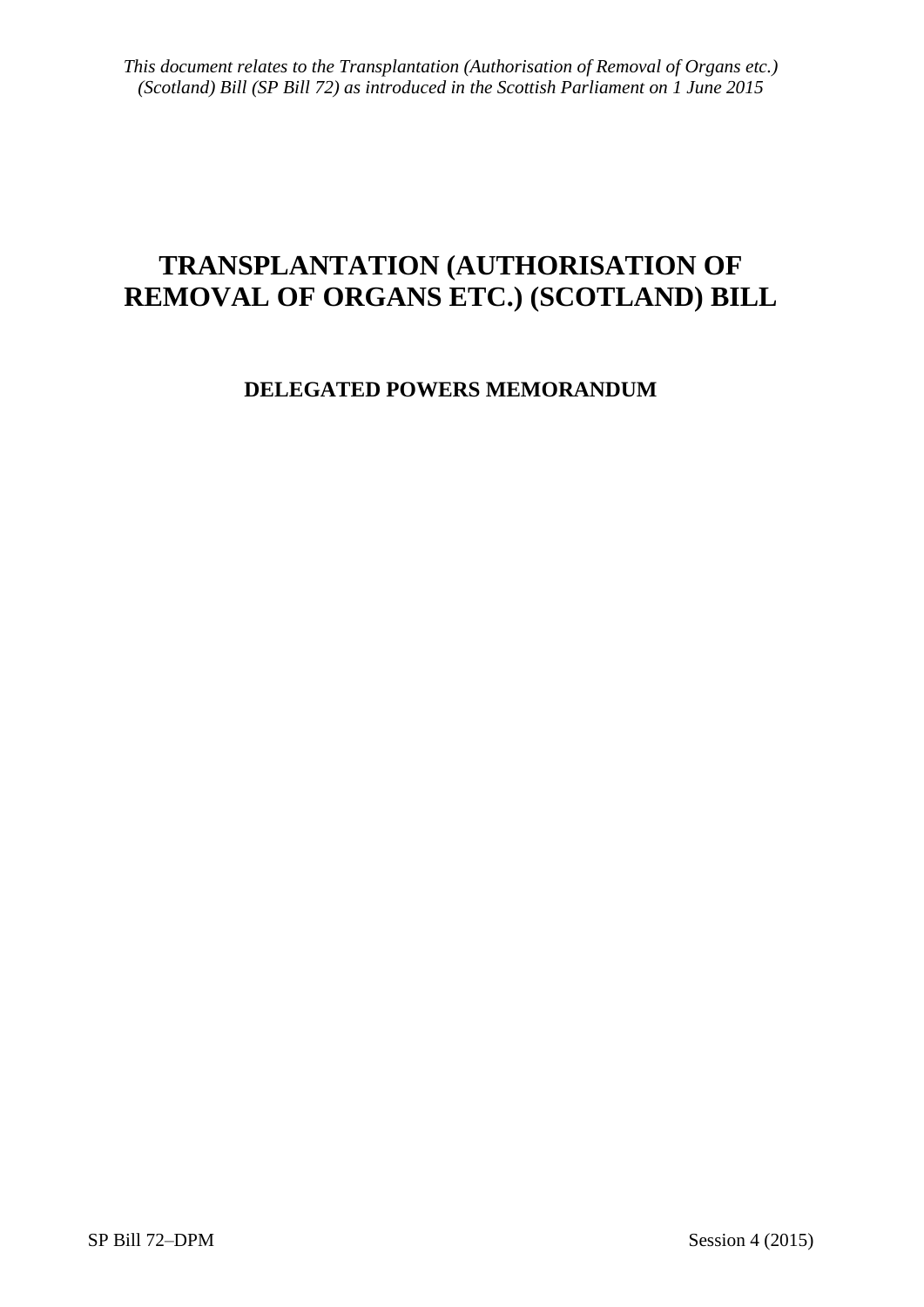*This document relates to the Transplantation (Authorisation of Removal of Organs etc.) (Scotland) Bill (SP Bill 72) as introduced in the Scottish Parliament on 1 June 2015*

# TRANSPLANTATION (AUTHORISATION OF REMOVAL OF ORGANS ETC.) (SCOTLAND) BILL

## DELEGATED POWERS MEMORANDUM

SP Bill 72–DPM

Session 4 (2015)